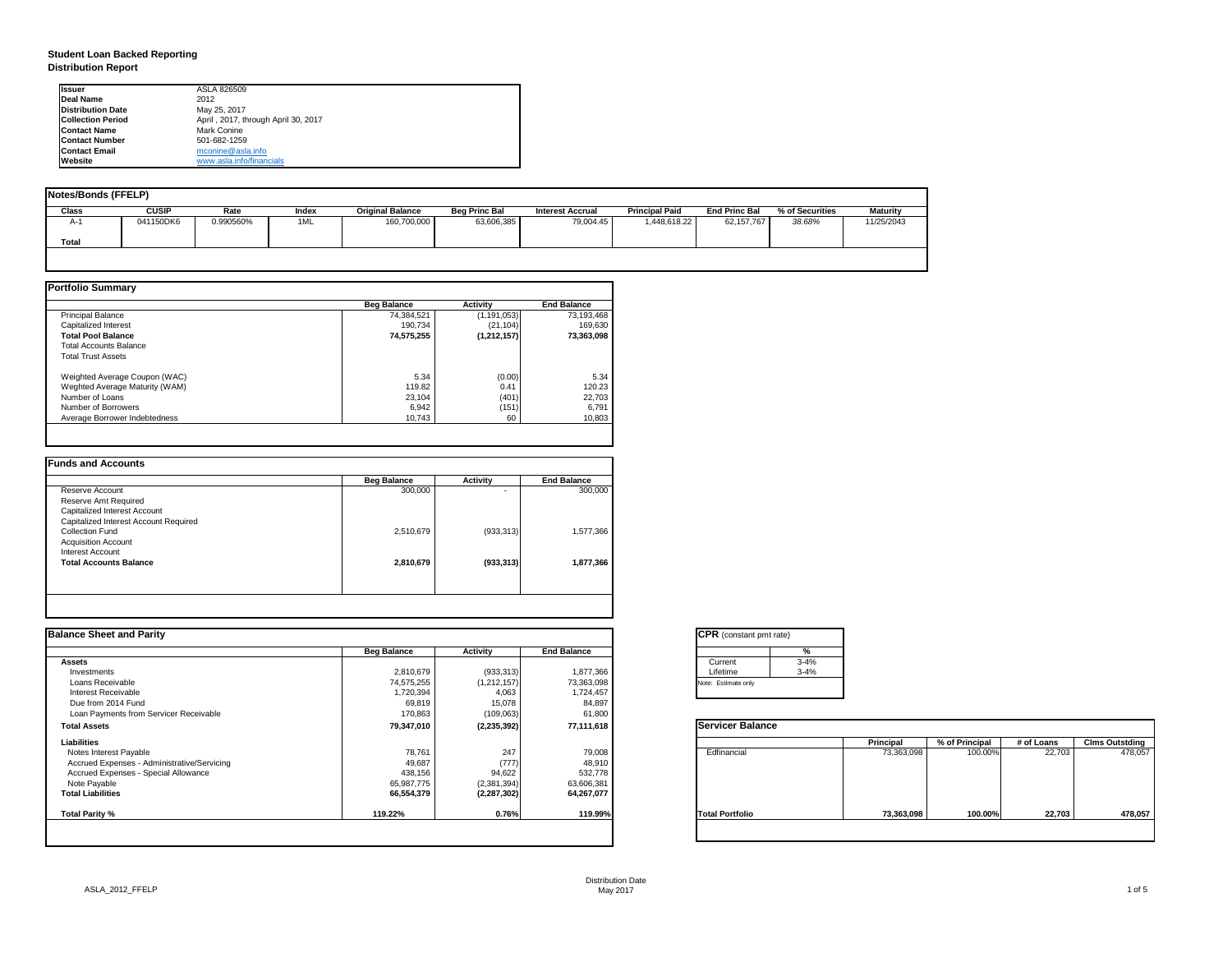# Student Loan Backed Reporting
## Distribution Report

| | |
|---|---|
| **Issuer** | ASLA 826509 |
| **Deal Name** | 2012 |
| **Distribution Date** | May 25, 2017 |
| **Collection Period** | April , 2017, through April 30, 2017 |
| **Contact Name** | Mark Conine |
| **Contact Number** | 501-682-1259 |
| **Contact Email** | mconine@asla.info |
| **Website** | www.asla.info/financials |

**Notes/Bonds (FFELP)**

| Class | CUSIP | Rate | Index | Original Balance | Beg Princ Bal | Interest Accrual | Principal Paid | End Princ Bal | % of Securities | Maturity |
|---|---|---|---|---|---|---|---|---|---|---|
| A-1 | 041150DK6 | 0.990560% | 1ML | 160,700,000 | 63,606,385 | 79,004.45 | 1,448,618.22 | 62,157,767 | *38.68%* | 11/25/2043 |
| **Total** | | | | | | | | | | |

**Portfolio Summary**

| | Beg Balance | Activity | End Balance |
|---|---|---|---|
| Principal Balance | 74,384,521 | (1,191,053) | 73,193,468 |
| Capitalized Interest | 190,734 | (21,104) | 169,630 |
| **Total Pool Balance** | **74,575,255** | **(1,212,157)** | **73,363,098** |
| Total Accounts Balance | | | |
| Total Trust Assets | | | |
| Weighted Average Coupon (WAC) | 5.34 | (0.00) | 5.34 |
| Weghted Average Maturity (WAM) | 119.82 | 0.41 | 120.23 |
| Number of Loans | 23,104 | (401) | 22,703 |
| Number of Borrowers | 6,942 | (151) | 6,791 |
| Average Borrower Indebtedness | 10,743 | 60 | 10,803 |

**Funds and Accounts**

| | Beg Balance | Activity | End Balance |
|---|---|---|---|
| Reserve Account | 300,000 | - | 300,000 |
| Reserve Amt Required | | | |
| Capitalized Interest Account | | | |
| Capitalized Interest Account Required | | | |
| Collection Fund | 2,510,679 | (933,313) | 1,577,366 |
| Acquisition Account | | | |
| Interest Account | | | |
| **Total Accounts Balance** | **2,810,679** | **(933,313)** | **1,877,366** |

**Balance Sheet and Parity**

| | Beg Balance | Activity | End Balance |
|---|---|---|---|
| **Assets** | | | |
| Investments | 2,810,679 | (933,313) | 1,877,366 |
| Loans Receivable | 74,575,255 | (1,212,157) | 73,363,098 |
| Interest Receivable | 1,720,394 | 4,063 | 1,724,457 |
| Due from 2014 Fund | 69,819 | 15,078 | 84,897 |
| Loan Payments from Servicer Receivable | 170,863 | (109,063) | 61,800 |
| **Total Assets** | **79,347,010** | **(2,235,392)** | **77,111,618** |
| **Liabilities** | | | |
| Notes Interest Payable | 78,761 | 247 | 79,008 |
| Accrued Expenses - Administrative/Servicing | 49,687 | (777) | 48,910 |
| Accrued Expenses - Special Allowance | 438,156 | 94,622 | 532,778 |
| Note Payable | 65,987,775 | (2,381,394) | 63,606,381 |
| **Total Liabilities** | **66,554,379** | **(2,287,302)** | **64,267,077** |
| **Total Parity %** | **119.22%** | **0.76%** | **119.99%** |

**CPR** (constant pmt rate)

| | % |
|---|---|
| Current | 3-4% |
| Lifetime | 3-4% |

Note: Estimate only

**Servicer Balance**

| | Principal | % of Principal | # of Loans | Clms Outstding |
|---|---|---|---|---|
| Edfinancial | 73,363,098 | 100.00% | 22,703 | 478,057 |
| **Total Portfolio** | **73,363,098** | **100.00%** | **22,703** | **478,057** |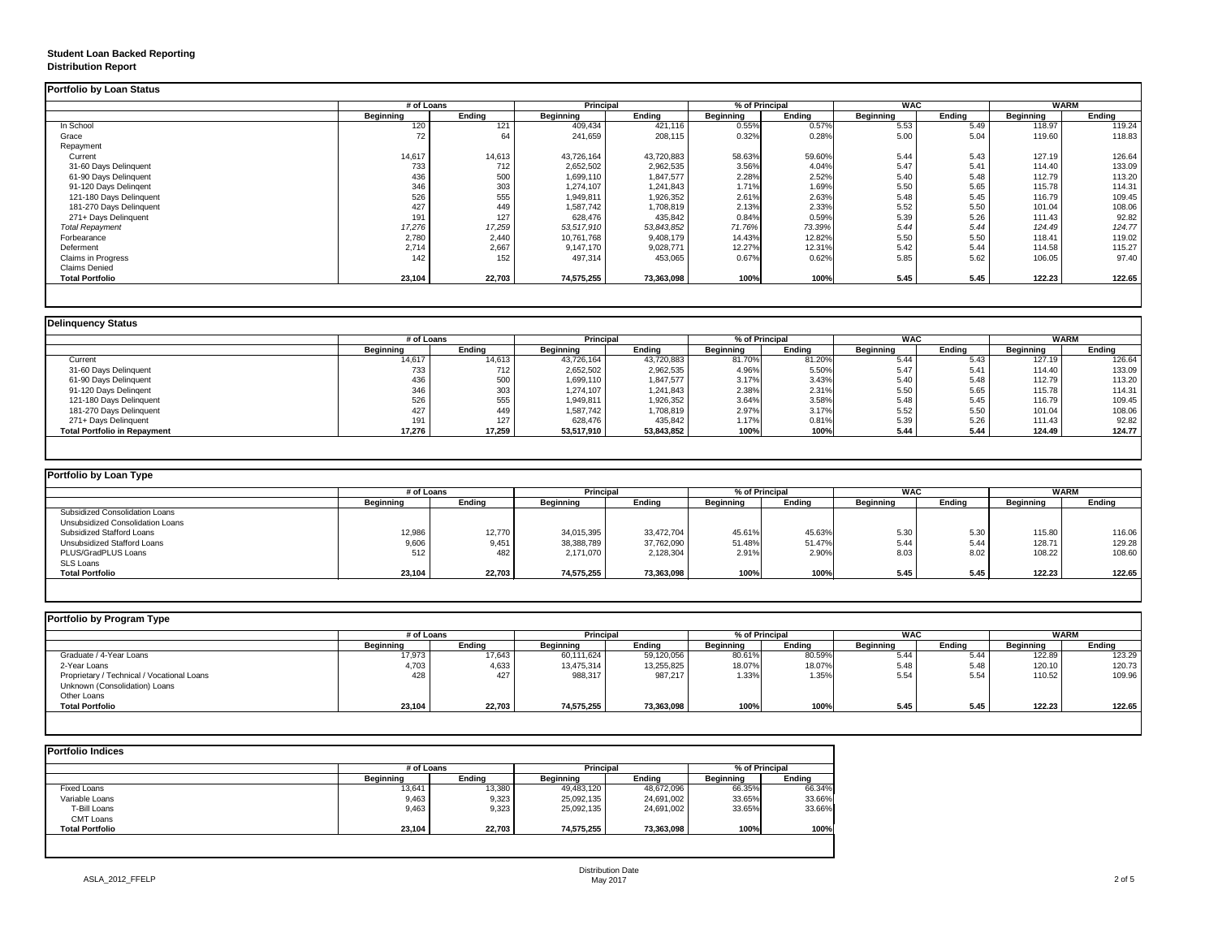# Student Loan Backed Reporting
## Distribution Report

### Portfolio by Loan Status

| | # of Loans | | Principal | | % of Principal | | WAC | | WARM | |
|---|---|---|---|---|---|---|---|---|---|---|
| | Beginning | Ending | Beginning | Ending | Beginning | Ending | Beginning | Ending | Beginning | Ending |
| In School | 120 | 121 | 409,434 | 421,116 | 0.55% | 0.57% | 5.53 | 5.49 | 118.97 | 119.24 |
| Grace | 72 | 64 | 241,659 | 208,115 | 0.32% | 0.28% | 5.00 | 5.04 | 119.60 | 118.83 |
| Repayment | | | | | | | | | | |
| Current | 14,617 | 14,613 | 43,726,164 | 43,720,883 | 58.63% | 59.60% | 5.44 | 5.43 | 127.19 | 126.64 |
| 31-60 Days Delinquent | 733 | 712 | 2,652,502 | 2,962,535 | 3.56% | 4.04% | 5.47 | 5.41 | 114.40 | 133.09 |
| 61-90 Days Delinquent | 436 | 500 | 1,699,110 | 1,847,577 | 2.28% | 2.52% | 5.40 | 5.48 | 112.79 | 113.20 |
| 91-120 Days Delingent | 346 | 303 | 1,274,107 | 1,241,843 | 1.71% | 1.69% | 5.50 | 5.65 | 115.78 | 114.31 |
| 121-180 Days Delinquent | 526 | 555 | 1,949,811 | 1,926,352 | 2.61% | 2.63% | 5.48 | 5.45 | 116.79 | 109.45 |
| 181-270 Days Delinquent | 427 | 449 | 1,587,742 | 1,708,819 | 2.13% | 2.33% | 5.52 | 5.50 | 101.04 | 108.06 |
| 271+ Days Delinquent | 191 | 127 | 628,476 | 435,842 | 0.84% | 0.59% | 5.39 | 5.26 | 111.43 | 92.82 |
| *Total Repayment* | *17,276* | *17,259* | *53,517,910* | *53,843,852* | *71.76%* | *73.39%* | *5.44* | *5.44* | *124.49* | *124.77* |
| Forbearance | 2,780 | 2,440 | 10,761,768 | 9,408,179 | 14.43% | 12.82% | 5.50 | 5.50 | 118.41 | 119.02 |
| Deferment | 2,714 | 2,667 | 9,147,170 | 9,028,771 | 12.27% | 12.31% | 5.42 | 5.44 | 114.58 | 115.27 |
| Claims in Progress | 142 | 152 | 497,314 | 453,065 | 0.67% | 0.62% | 5.85 | 5.62 | 106.05 | 97.40 |
| Claims Denied | | | | | | | | | | |
| **Total Portfolio** | **23,104** | **22,703** | **74,575,255** | **73,363,098** | **100%** | **100%** | **5.45** | **5.45** | **122.23** | **122.65** |

### Delinquency Status

| | # of Loans | | Principal | | % of Principal | | WAC | | WARM | |
|---|---|---|---|---|---|---|---|---|---|---|
| | Beginning | Ending | Beginning | Ending | Beginning | Ending | Beginning | Ending | Beginning | Ending |
| Current | 14,617 | 14,613 | 43,726,164 | 43,720,883 | 81.70% | 81.20% | 5.44 | 5.43 | 127.19 | 126.64 |
| 31-60 Days Delinquent | 733 | 712 | 2,652,502 | 2,962,535 | 4.96% | 5.50% | 5.47 | 5.41 | 114.40 | 133.09 |
| 61-90 Days Delinquent | 436 | 500 | 1,699,110 | 1,847,577 | 3.17% | 3.43% | 5.40 | 5.48 | 112.79 | 113.20 |
| 91-120 Days Delingent | 346 | 303 | 1,274,107 | 1,241,843 | 2.38% | 2.31% | 5.50 | 5.65 | 115.78 | 114.31 |
| 121-180 Days Delinquent | 526 | 555 | 1,949,811 | 1,926,352 | 3.64% | 3.58% | 5.48 | 5.45 | 116.79 | 109.45 |
| 181-270 Days Delinquent | 427 | 449 | 1,587,742 | 1,708,819 | 2.97% | 3.17% | 5.52 | 5.50 | 101.04 | 108.06 |
| 271+ Days Delinquent | 191 | 127 | 628,476 | 435,842 | 1.17% | 0.81% | 5.39 | 5.26 | 111.43 | 92.82 |
| **Total Portfolio in Repayment** | **17,276** | **17,259** | **53,517,910** | **53,843,852** | **100%** | **100%** | **5.44** | **5.44** | **124.49** | **124.77** |

### Portfolio by Loan Type

| | # of Loans | | Principal | | % of Principal | | WAC | | WARM | |
|---|---|---|---|---|---|---|---|---|---|---|
| | Beginning | Ending | Beginning | Ending | Beginning | Ending | Beginning | Ending | Beginning | Ending |
| Subsidized Consolidation Loans | | | | | | | | | | |
| Unsubsidized Consolidation Loans | | | | | | | | | | |
| Subsidized Stafford Loans | 12,986 | 12,770 | 34,015,395 | 33,472,704 | 45.61% | 45.63% | 5.30 | 5.30 | 115.80 | 116.06 |
| Unsubsidized Stafford Loans | 9,606 | 9,451 | 38,388,789 | 37,762,090 | 51.48% | 51.47% | 5.44 | 5.44 | 128.71 | 129.28 |
| PLUS/GradPLUS Loans | 512 | 482 | 2,171,070 | 2,128,304 | 2.91% | 2.90% | 8.03 | 8.02 | 108.22 | 108.60 |
| SLS Loans | | | | | | | | | | |
| **Total Portfolio** | **23,104** | **22,703** | **74,575,255** | **73,363,098** | **100%** | **100%** | **5.45** | **5.45** | **122.23** | **122.65** |

### Portfolio by Program Type

| | # of Loans | | Principal | | % of Principal | | WAC | | WARM | |
|---|---|---|---|---|---|---|---|---|---|---|
| | Beginning | Ending | Beginning | Ending | Beginning | Ending | Beginning | Ending | Beginning | Ending |
| Graduate / 4-Year Loans | 17,973 | 17,643 | 60,111,624 | 59,120,056 | 80.61% | 80.59% | 5.44 | 5.44 | 122.89 | 123.29 |
| 2-Year Loans | 4,703 | 4,633 | 13,475,314 | 13,255,825 | 18.07% | 18.07% | 5.48 | 5.48 | 120.10 | 120.73 |
| Proprietary / Technical / Vocational Loans | 428 | 427 | 988,317 | 987,217 | 1.33% | 1.35% | 5.54 | 5.54 | 110.52 | 109.96 |
| Unknown (Consolidation) Loans | | | | | | | | | | |
| Other Loans | | | | | | | | | | |
| **Total Portfolio** | **23,104** | **22,703** | **74,575,255** | **73,363,098** | **100%** | **100%** | **5.45** | **5.45** | **122.23** | **122.65** |

### Portfolio Indices

| | # of Loans | | Principal | | % of Principal | |
|---|---|---|---|---|---|---|
| | Beginning | Ending | Beginning | Ending | Beginning | Ending |
| Fixed Loans | 13,641 | 13,380 | 49,483,120 | 48,672,096 | 66.35% | 66.34% |
| Variable Loans | 9,463 | 9,323 | 25,092,135 | 24,691,002 | 33.65% | 33.66% |
| T-Bill Loans | 9,463 | 9,323 | 25,092,135 | 24,691,002 | 33.65% | 33.66% |
| CMT Loans | | | | | | |
| **Total Portfolio** | **23,104** | **22,703** | **74,575,255** | **73,363,098** | **100%** | **100%** |

ASLA_2012_FFELP

Distribution Date
May 2017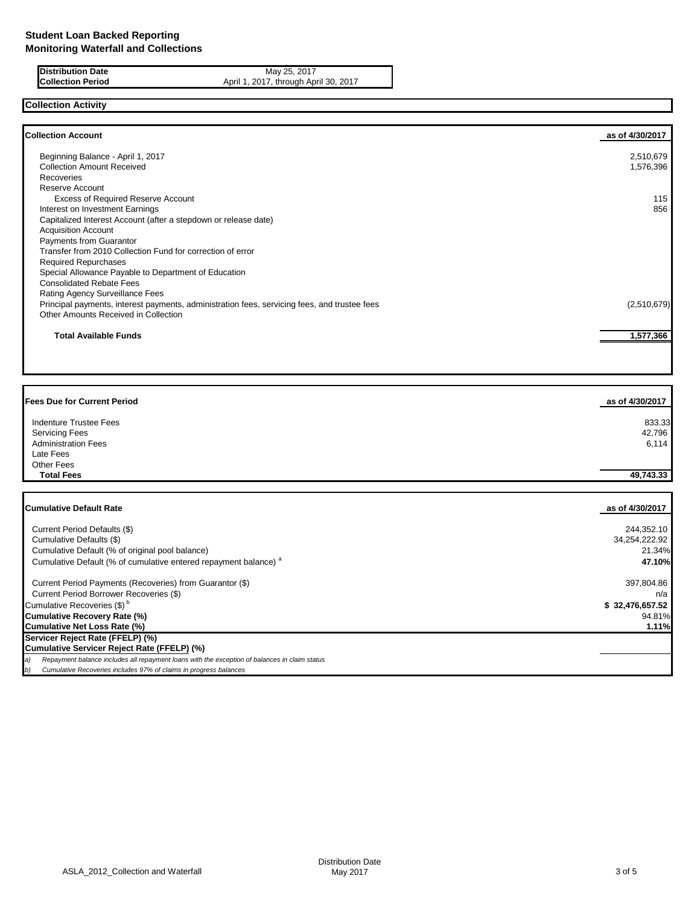# Student Loan Backed Reporting
## Monitoring Waterfall and Collections

| Distribution Date | May 25, 2017 |
|---|---|
| Collection Period | April 1, 2017, through April 30, 2017 |

## Collection Activity

| Collection Account | as of 4/30/2017 |
|---|---|
| Beginning Balance - April 1, 2017 | 2,510,679 |
| Collection Amount Received | 1,576,396 |
| Recoveries | |
| Reserve Account | |
| Excess of Required Reserve Account | 115 |
| Interest on Investment Earnings | 856 |
| Capitalized Interest Account (after a stepdown or release date) | |
| Acquisition Account | |
| Payments from Guarantor | |
| Transfer from 2010 Collection Fund for correction of error | |
| Required Repurchases | |
| Special Allowance Payable to Department of Education | |
| Consolidated Rebate Fees | |
| Rating Agency Surveillance Fees | |
| Principal payments, interest payments, administration fees, servicing fees, and trustee fees | (2,510,679) |
| Other Amounts Received in Collection | |
| **Total Available Funds** | **1,577,366** |

| Fees Due for Current Period | as of 4/30/2017 |
|---|---|
| Indenture Trustee Fees | 833.33 |
| Servicing Fees | 42,796 |
| Administration Fees | 6,114 |
| Late Fees | |
| Other Fees | |
| **Total Fees** | **49,743.33** |

| Cumulative Default Rate | as of 4/30/2017 |
|---|---|
| Current Period Defaults ($) | 244,352.10 |
| Cumulative Defaults ($) | 34,254,222.92 |
| Cumulative Default (% of original pool balance) | 21.34% |
| Cumulative Default (% of cumulative entered repayment balance) [a] | **47.10%** |
| Current Period Payments (Recoveries) from Guarantor ($) | 397,804.86 |
| Current Period Borrower Recoveries ($) | n/a |
| Cumulative Recoveries ($) [b] | **$ 32,476,657.52** |
| **Cumulative Recovery Rate (%)** | 94.81% |
| **Cumulative Net Loss Rate (%)** | **1.11%** |
| **Servicer Reject Rate (FFELP) (%)** | |
| **Cumulative Servicer Reject Rate (FFELP) (%)** | |

*a) Repayment balance includes all repayment loans with the exception of balances in claim status*

*b) Cumulative Recoveries includes 97% of claims in progress balances*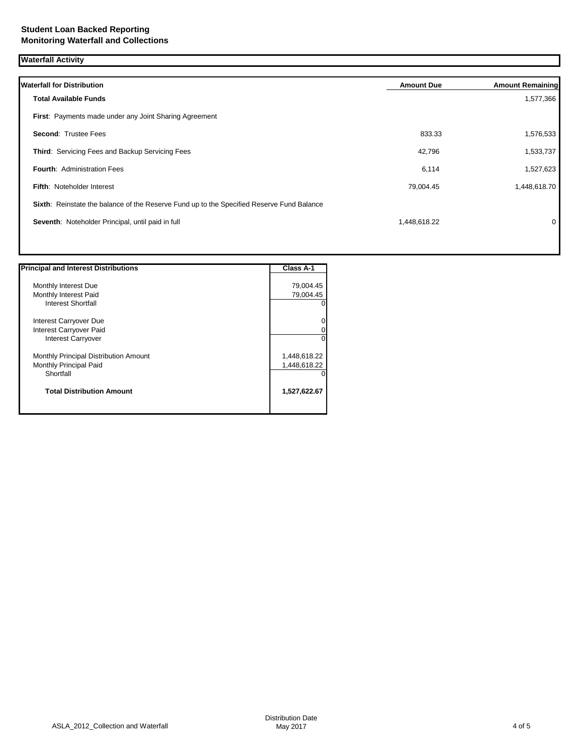**Student Loan Backed Reporting**
**Monitoring Waterfall and Collections**

## Waterfall Activity

| Waterfall for Distribution | Amount Due | Amount Remaining |
|---|---|---|
| **Total Available Funds** | | 1,577,366 |
| **First**: Payments made under any Joint Sharing Agreement | | |
| **Second**: Trustee Fees | 833.33 | 1,576,533 |
| **Third**: Servicing Fees and Backup Servicing Fees | 42,796 | 1,533,737 |
| **Fourth**: Administration Fees | 6,114 | 1,527,623 |
| **Fifth**: Noteholder Interest | 79,004.45 | 1,448,618.70 |
| **Sixth**: Reinstate the balance of the Reserve Fund up to the Specified Reserve Fund Balance | | |
| **Seventh**: Noteholder Principal, until paid in full | 1,448,618.22 | 0 |

| Principal and Interest Distributions | Class A-1 |
|---|---|
| Monthly Interest Due | 79,004.45 |
| Monthly Interest Paid | 79,004.45 |
| Interest Shortfall | 0 |
| Interest Carryover Due | 0 |
| Interest Carryover Paid | 0 |
| Interest Carryover | 0 |
| Monthly Principal Distribution Amount | 1,448,618.22 |
| Monthly Principal Paid | 1,448,618.22 |
| Shortfall | 0 |
| **Total Distribution Amount** | **1,527,622.67** |

ASLA_2012_Collection and Waterfall

Distribution Date
May 2017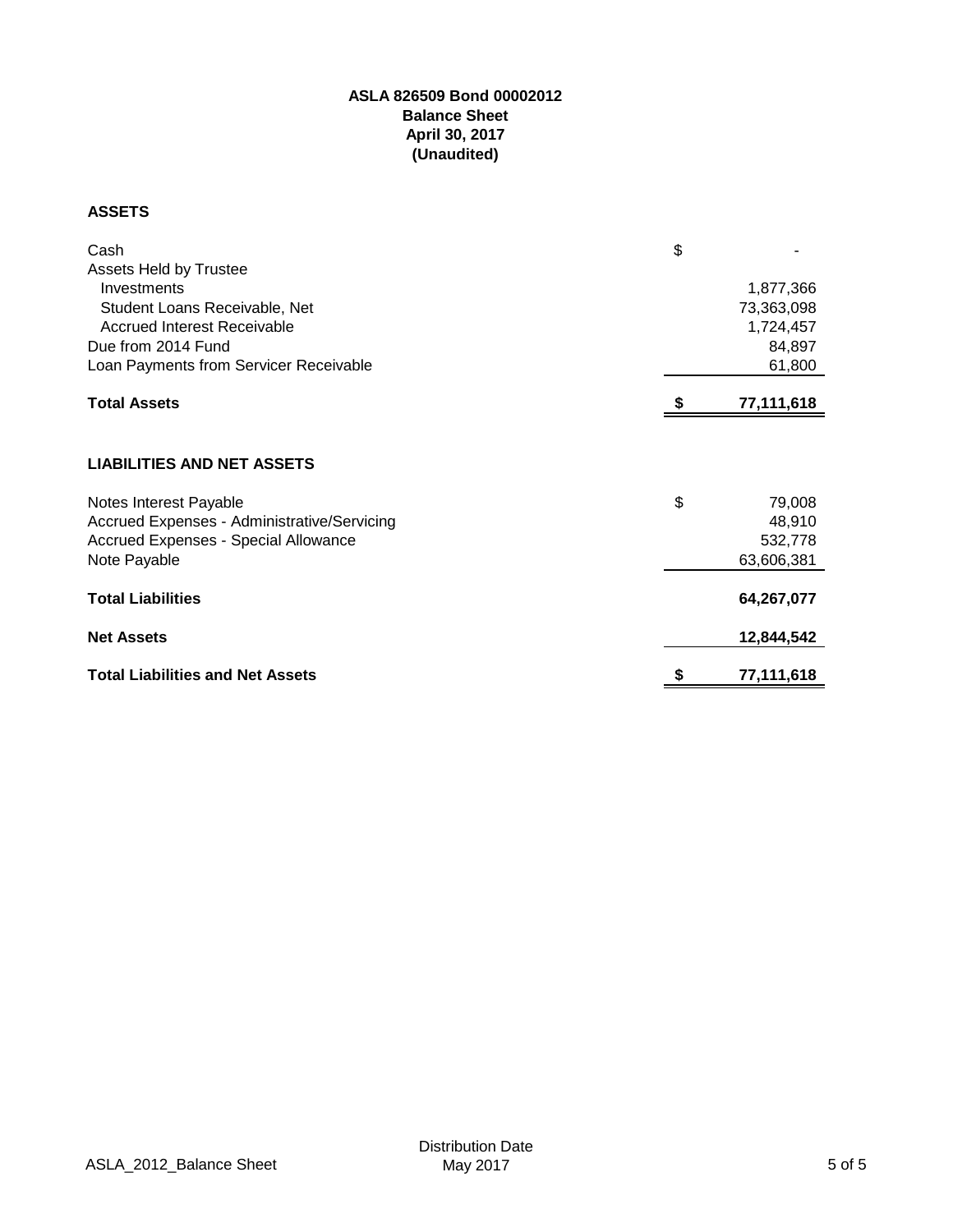**ASLA 826509 Bond 00002012**
**Balance Sheet**
**April 30, 2017**
**(Unaudited)**

**ASSETS**

| | | |
|---|---|---|
| Cash | $ | - |
| Assets Held by Trustee | | |
| Investments | | 1,877,366 |
| Student Loans Receivable, Net | | 73,363,098 |
| Accrued Interest Receivable | | 1,724,457 |
| Due from 2014 Fund | | 84,897 |
| Loan Payments from Servicer Receivable | | 61,800 |
| **Total Assets** | **$** | **77,111,618** |

**LIABILITIES AND NET ASSETS**

| | | |
|---|---|---|
| Notes Interest Payable | $ | 79,008 |
| Accrued Expenses - Administrative/Servicing | | 48,910 |
| Accrued Expenses - Special Allowance | | 532,778 |
| Note Payable | | 63,606,381 |
| **Total Liabilities** | | **64,267,077** |
| **Net Assets** | | **12,844,542** |
| **Total Liabilities and Net Assets** | **$** | **77,111,618** |

ASLA_2012_Balance Sheet

Distribution Date
May 2017